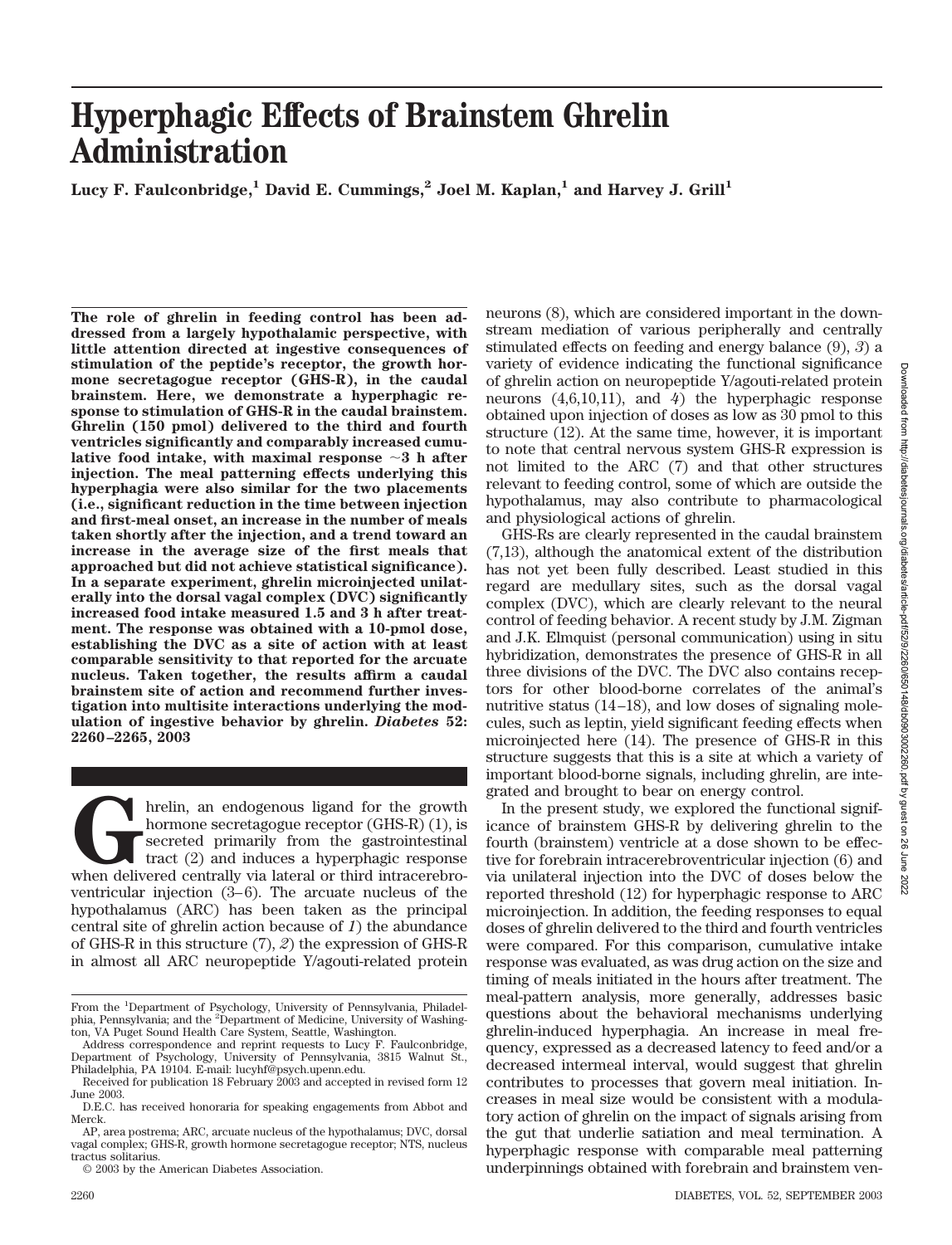# Hyperphagic Effects of Brainstem Ghrelin Administration

**Lucy F. Faulconbridge,[1] David E. Cummings,[2] Joel M. Kaplan,[1] and Harvey J. Grill[1]**

**The role of ghrelin in feeding control has been addressed from a largely hypothalamic perspective, with little attention directed at ingestive consequences of stimulation of the peptide's receptor, the growth hormone secretagogue receptor (GHS-R), in the caudal brainstem. Here, we demonstrate a hyperphagic response to stimulation of GHS-R in the caudal brainstem. Ghrelin (150 pmol) delivered to the third and fourth ventricles significantly and comparably increased cumulative food intake, with maximal response ~3 h after injection. The meal patterning effects underlying this hyperphagia were also similar for the two placements (i.e., significant reduction in the time between injection and first-meal onset, an increase in the number of meals taken shortly after the injection, and a trend toward an increase in the average size of the first meals that approached but did not achieve statistical significance). In a separate experiment, ghrelin microinjected unilaterally into the dorsal vagal complex (DVC) significantly increased food intake measured 1.5 and 3 h after treatment. The response was obtained with a 10-pmol dose, establishing the DVC as a site of action with at least comparable sensitivity to that reported for the arcuate nucleus. Taken together, the results affirm a caudal brainstem site of action and recommend further investigation into multisite interactions underlying the modulation of ingestive behavior by ghrelin.** ***Diabetes*** **52: 2260–2265, 2003**

Ghrelin, an endogenous ligand for the growth hormone secretagogue receptor (GHS-R) (1), is secreted primarily from the gastrointestinal tract (2) and induces a hyperphagic response when delivered centrally via lateral or third intracerebroventricular injection (3–6). The arcuate nucleus of the hypothalamus (ARC) has been taken as the principal central site of ghrelin action because of *1*) the abundance of GHS-R in this structure (7), *2*) the expression of GHS-R in almost all ARC neuropeptide Y/agouti-related protein neurons (8), which are considered important in the downstream mediation of various peripherally and centrally stimulated effects on feeding and energy balance (9), *3*) a variety of evidence indicating the functional significance of ghrelin action on neuropeptide Y/agouti-related protein neurons (4,6,10,11), and *4*) the hyperphagic response obtained upon injection of doses as low as 30 pmol to this structure (12). At the same time, however, it is important to note that central nervous system GHS-R expression is not limited to the ARC (7) and that other structures relevant to feeding control, some of which are outside the hypothalamus, may also contribute to pharmacological and physiological actions of ghrelin.

GHS-Rs are clearly represented in the caudal brainstem (7,13), although the anatomical extent of the distribution has not yet been fully described. Least studied in this regard are medullary sites, such as the dorsal vagal complex (DVC), which are clearly relevant to the neural control of feeding behavior. A recent study by J.M. Zigman and J.K. Elmquist (personal communication) using in situ hybridization, demonstrates the presence of GHS-R in all three divisions of the DVC. The DVC also contains receptors for other blood-borne correlates of the animal's nutritive status (14–18), and low doses of signaling molecules, such as leptin, yield significant feeding effects when microinjected here (14). The presence of GHS-R in this structure suggests that this is a site at which a variety of important blood-borne signals, including ghrelin, are integrated and brought to bear on energy control.

In the present study, we explored the functional significance of brainstem GHS-R by delivering ghrelin to the fourth (brainstem) ventricle at a dose shown to be effective for forebrain intracerebroventricular injection (6) and via unilateral injection into the DVC of doses below the reported threshold (12) for hyperphagic response to ARC microinjection. In addition, the feeding responses to equal doses of ghrelin delivered to the third and fourth ventricles were compared. For this comparison, cumulative intake response was evaluated, as was drug action on the size and timing of meals initiated in the hours after treatment. The meal-pattern analysis, more generally, addresses basic questions about the behavioral mechanisms underlying ghrelin-induced hyperphagia. An increase in meal frequency, expressed as a decreased latency to feed and/or a decreased intermeal interval, would suggest that ghrelin contributes to processes that govern meal initiation. Increases in meal size would be consistent with a modulatory action of ghrelin on the impact of signals arising from the gut that underlie satiation and meal termination. A hyperphagic response with comparable meal patterning underpinnings obtained with forebrain and brainstem ven-

From the [1]Department of Psychology, University of Pennsylvania, Philadelphia, Pennsylvania; and the [2]Department of Medicine, University of Washington, VA Puget Sound Health Care System, Seattle, Washington.

Address correspondence and reprint requests to Lucy F. Faulconbridge, Department of Psychology, University of Pennsylvania, 3815 Walnut St., Philadelphia, PA 19104. E-mail: lucyhf@psych.upenn.edu.

Received for publication 18 February 2003 and accepted in revised form 12 June 2003.

D.E.C. has received honoraria for speaking engagements from Abbot and Merck.

AP, area postrema; ARC, arcuate nucleus of the hypothalamus; DVC, dorsal vagal complex; GHS-R, growth hormone secretagogue receptor; NTS, nucleus tractus solitarius.

© 2003 by the American Diabetes Association.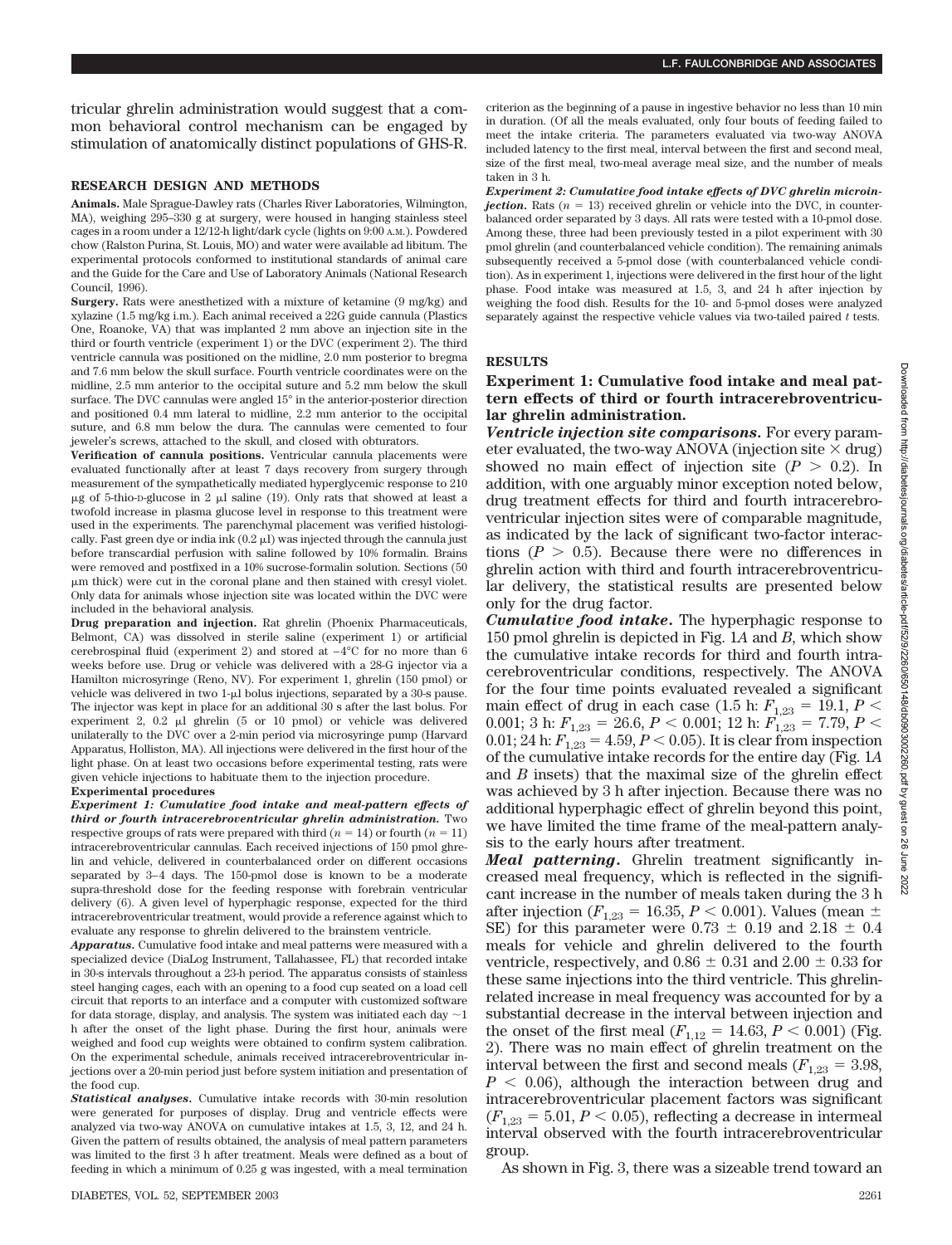tricular ghrelin administration would suggest that a common behavioral control mechanism can be engaged by stimulation of anatomically distinct populations of GHS-R.

## RESEARCH DESIGN AND METHODS

**Animals.** Male Sprague-Dawley rats (Charles River Laboratories, Wilmington, MA), weighing 295–330 g at surgery, were housed in hanging stainless steel cages in a room under a 12/12-h light/dark cycle (lights on 9:00 A.M.). Powdered chow (Ralston Purina, St. Louis, MO) and water were available ad libitum. The experimental protocols conformed to institutional standards of animal care and the Guide for the Care and Use of Laboratory Animals (National Research Council, 1996).

**Surgery.** Rats were anesthetized with a mixture of ketamine (9 mg/kg) and xylazine (1.5 mg/kg i.m.). Each animal received a 22G guide cannula (Plastics One, Roanoke, VA) that was implanted 2 mm above an injection site in the third or fourth ventricle (experiment 1) or the DVC (experiment 2). The third ventricle cannula was positioned on the midline, 2.0 mm posterior to bregma and 7.6 mm below the skull surface. Fourth ventricle coordinates were on the midline, 2.5 mm anterior to the occipital suture and 5.2 mm below the skull surface. The DVC cannulas were angled 15° in the anterior-posterior direction and positioned 0.4 mm lateral to midline, 2.2 mm anterior to the occipital suture, and 6.8 mm below the dura. The cannulas were cemented to four jeweler's screws, attached to the skull, and closed with obturators.

**Verification of cannula positions.** Ventricular cannula placements were evaluated functionally after at least 7 days recovery from surgery through measurement of the sympathetically mediated hyperglycemic response to 210 μg of 5-thio-D-glucose in 2 μl saline (19). Only rats that showed at least a twofold increase in plasma glucose level in response to this treatment were used in the experiments. The parenchymal placement was verified histologically. Fast green dye or india ink (0.2 μl) was injected through the cannula just before transcardial perfusion with saline followed by 10% formalin. Brains were removed and postfixed in a 10% sucrose-formalin solution. Sections (50 μm thick) were cut in the coronal plane and then stained with cresyl violet. Only data for animals whose injection site was located within the DVC were included in the behavioral analysis.

**Drug preparation and injection.** Rat ghrelin (Phoenix Pharmaceuticals, Belmont, CA) was dissolved in sterile saline (experiment 1) or artificial cerebrospinal fluid (experiment 2) and stored at −4°C for no more than 6 weeks before use. Drug or vehicle was delivered with a 28-G injector via a Hamilton microsyringe (Reno, NV). For experiment 1, ghrelin (150 pmol) or vehicle was delivered in two 1-μl bolus injections, separated by a 30-s pause. The injector was kept in place for an additional 30 s after the last bolus. For experiment 2, 0.2 μl ghrelin (5 or 10 pmol) or vehicle was delivered unilaterally to the DVC over a 2-min period via microsyringe pump (Harvard Apparatus, Holliston, MA). All injections were delivered in the first hour of the light phase. On at least two occasions before experimental testing, rats were given vehicle injections to habituate them to the injection procedure.

**Experimental procedures**

***Experiment 1: Cumulative food intake and meal-pattern effects of third or fourth intracerebroventricular ghrelin administration.*** Two respective groups of rats were prepared with third ($n = 14$) or fourth ($n = 11$) intracerebroventricular cannulas. Each received injections of 150 pmol ghrelin and vehicle, delivered in counterbalanced order on different occasions separated by 3–4 days. The 150-pmol dose is known to be a moderate supra-threshold dose for the feeding response with forebrain ventricular delivery (6). A given level of hyperphagic response, expected for the third intracerebroventricular treatment, would provide a reference against which to evaluate any response to ghrelin delivered to the brainstem ventricle.

***Apparatus.*** Cumulative food intake and meal patterns were measured with a specialized device (DiaLog Instrument, Tallahassee, FL) that recorded intake in 30-s intervals throughout a 23-h period. The apparatus consists of stainless steel hanging cages, each with an opening to a food cup seated on a load cell circuit that reports to an interface and a computer with customized software for data storage, display, and analysis. The system was initiated each day ~1 h after the onset of the light phase. During the first hour, animals were weighed and food cup weights were obtained to confirm system calibration. On the experimental schedule, animals received intracerebroventricular injections over a 20-min period just before system initiation and presentation of the food cup.

***Statistical analyses.*** Cumulative intake records with 30-min resolution were generated for purposes of display. Drug and ventricle effects were analyzed via two-way ANOVA on cumulative intakes at 1.5, 3, 12, and 24 h. Given the pattern of results obtained, the analysis of meal pattern parameters was limited to the first 3 h after treatment. Meals were defined as a bout of feeding in which a minimum of 0.25 g was ingested, with a meal termination criterion as the beginning of a pause in ingestive behavior no less than 10 min in duration. (Of all the meals evaluated, only four bouts of feeding failed to meet the intake criteria. The parameters evaluated via two-way ANOVA included latency to the first meal, interval between the first and second meal, size of the first meal, two-meal average meal size, and the number of meals taken in 3 h.

***Experiment 2: Cumulative food intake effects of DVC ghrelin microinjection.*** Rats ($n = 13$) received ghrelin or vehicle into the DVC, in counterbalanced order separated by 3 days. All rats were tested with a 10-pmol dose. Among these, three had been previously tested in a pilot experiment with 30 pmol ghrelin (and counterbalanced vehicle condition). The remaining animals subsequently received a 5-pmol dose (with counterbalanced vehicle condition). As in experiment 1, injections were delivered in the first hour of the light phase. Food intake was measured at 1.5, 3, and 24 h after injection by weighing the food dish. Results for the 10- and 5-pmol doses were analyzed separately against the respective vehicle values via two-tailed paired $t$ tests.

## RESULTS

### Experiment 1: Cumulative food intake and meal pattern effects of third or fourth intracerebroventricular ghrelin administration.

***Ventricle injection site comparisons.*** For every parameter evaluated, the two-way ANOVA (injection site × drug) showed no main effect of injection site ($P > 0.2$). In addition, with one arguably minor exception noted below, drug treatment effects for third and fourth intracerebroventricular injection sites were of comparable magnitude, as indicated by the lack of significant two-factor interactions ($P > 0.5$). Because there were no differences in ghrelin action with third and fourth intracerebroventricular delivery, the statistical results are presented below only for the drug factor.

***Cumulative food intake.*** The hyperphagic response to 150 pmol ghrelin is depicted in Fig. 1*A* and *B*, which show the cumulative intake records for third and fourth intracerebroventricular conditions, respectively. The ANOVA for the four time points evaluated revealed a significant main effect of drug in each case (1.5 h: $F_{1,23} = 19.1$, $P < 0.001$; 3 h: $F_{1,23} = 26.6$, $P < 0.001$; 12 h: $F_{1,23} = 7.79$, $P < 0.01$; 24 h: $F_{1,23} = 4.59$, $P < 0.05$). It is clear from inspection of the cumulative intake records for the entire day (Fig. 1*A* and *B* insets) that the maximal size of the ghrelin effect was achieved by 3 h after injection. Because there was no additional hyperphagic effect of ghrelin beyond this point, we have limited the time frame of the meal-pattern analysis to the early hours after treatment.

***Meal patterning.*** Ghrelin treatment significantly increased meal frequency, which is reflected in the significant increase in the number of meals taken during the 3 h after injection ($F_{1,23} = 16.35$, $P < 0.001$). Values (mean ± SE) for this parameter were 0.73 ± 0.19 and 2.18 ± 0.4 meals for vehicle and ghrelin delivered to the fourth ventricle, respectively, and 0.86 ± 0.31 and 2.00 ± 0.33 for these same injections into the third ventricle. This ghrelin-related increase in meal frequency was accounted for by a substantial decrease in the interval between injection and the onset of the first meal ($F_{1,12} = 14.63$, $P < 0.001$) (Fig. 2). There was no main effect of ghrelin treatment on the interval between the first and second meals ($F_{1,23} = 3.98$, $P < 0.06$), although the interaction between drug and intracerebroventricular placement factors was significant ($F_{1,23} = 5.01$, $P < 0.05$), reflecting a decrease in intermeal interval observed with the fourth intracerebroventricular group.

As shown in Fig. 3, there was a sizeable trend toward an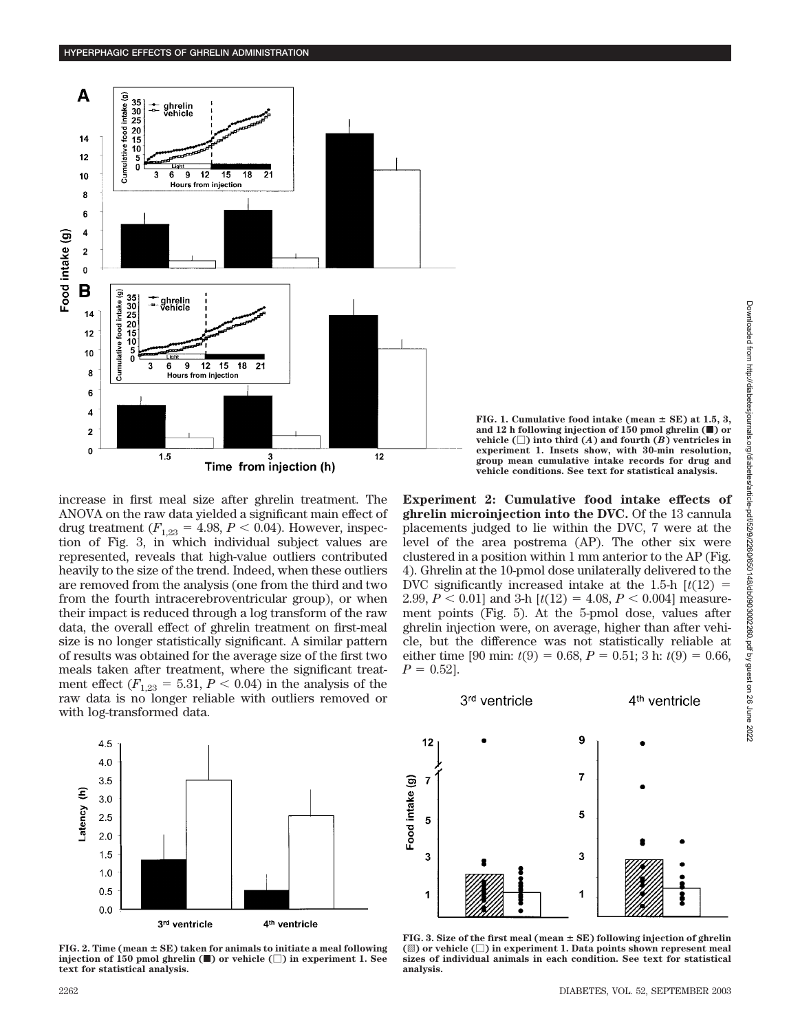FIG. 1. Cumulative food intake (mean ± SE) at 1.5, 3, and 12 h following injection of 150 pmol ghrelin (■) or vehicle (□) into third (*A*) and fourth (*B*) ventricles in experiment 1. Insets show, with 30-min resolution, group mean cumulative intake records for drug and vehicle conditions. See text for statistical analysis.

increase in first meal size after ghrelin treatment. The ANOVA on the raw data yielded a significant main effect of drug treatment ($F_{1,23} = 4.98$, $P < 0.04$). However, inspection of Fig. 3, in which individual subject values are represented, reveals that high-value outliers contributed heavily to the size of the trend. Indeed, when these outliers are removed from the analysis (one from the third and two from the fourth intracerebroventricular group), or when their impact is reduced through a log transform of the raw data, the overall effect of ghrelin treatment on first-meal size is no longer statistically significant. A similar pattern of results was obtained for the average size of the first two meals taken after treatment, where the significant treatment effect ($F_{1,23} = 5.31$, $P < 0.04$) in the analysis of the raw data is no longer reliable with outliers removed or with log-transformed data.

**Experiment 2: Cumulative food intake effects of ghrelin microinjection into the DVC.** Of the 13 cannula placements judged to lie within the DVC, 7 were at the level of the area postrema (AP). The other six were clustered in a position within 1 mm anterior to the AP (Fig. 4). Ghrelin at the 10-pmol dose unilaterally delivered to the DVC significantly increased intake at the 1.5-h [$t(12) = 2.99$, $P < 0.01$] and 3-h [$t(12) = 4.08$, $P < 0.004$] measurement points (Fig. 5). At the 5-pmol dose, values after ghrelin injection were, on average, higher than after vehicle, but the difference was not statistically reliable at either time [90 min: $t(9) = 0.68$, $P = 0.51$; 3 h: $t(9) = 0.66$, $P = 0.52$].

FIG. 2. Time (mean ± SE) taken for animals to initiate a meal following injection of 150 pmol ghrelin (■) or vehicle (□) in experiment 1. See text for statistical analysis.

FIG. 3. Size of the first meal (mean ± SE) following injection of ghrelin (▨) or vehicle (□) in experiment 1. Data points shown represent meal sizes of individual animals in each condition. See text for statistical analysis.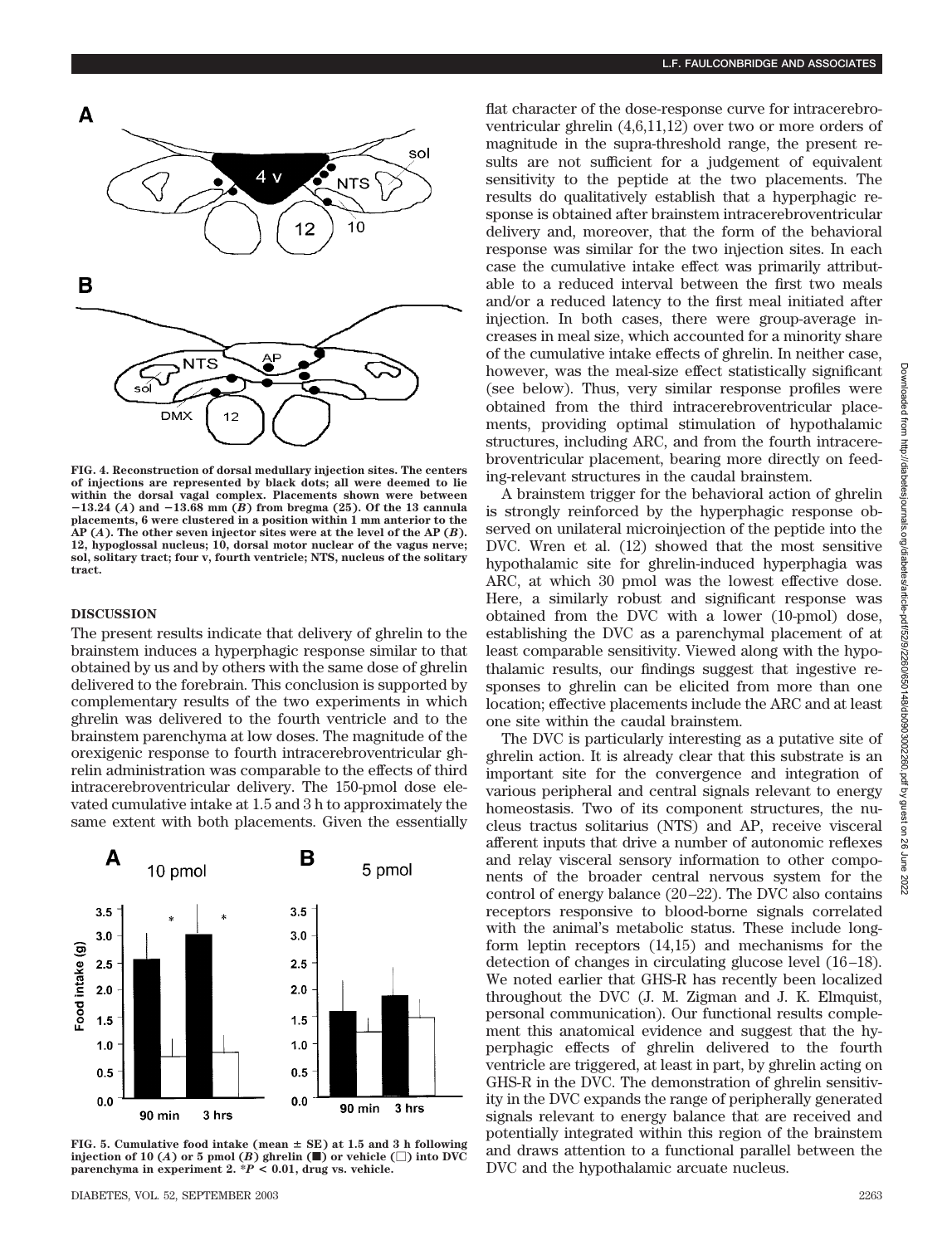FIG. 4. Reconstruction of dorsal medullary injection sites. The centers of injections are represented by black dots; all were deemed to lie within the dorsal vagal complex. Placements shown were between −13.24 (*A*) and −13.68 mm (*B*) from bregma (25). Of the 13 cannula placements, 6 were clustered in a position within 1 mm anterior to the AP (*A*). The other seven injector sites were at the level of the AP (*B*). 12, hypoglossal nucleus; 10, dorsal motor nuclear of the vagus nerve; sol, solitary tract; four v, fourth ventricle; NTS, nucleus of the solitary tract.

## DISCUSSION

The present results indicate that delivery of ghrelin to the brainstem induces a hyperphagic response similar to that obtained by us and by others with the same dose of ghrelin delivered to the forebrain. This conclusion is supported by complementary results of the two experiments in which ghrelin was delivered to the fourth ventricle and to the brainstem parenchyma at low doses. The magnitude of the orexigenic response to fourth intracerebroventricular ghrelin administration was comparable to the effects of third intracerebroventricular delivery. The 150-pmol dose elevated cumulative intake at 1.5 and 3 h to approximately the same extent with both placements. Given the essentially flat character of the dose-response curve for intracerebroventricular ghrelin (4,6,11,12) over two or more orders of magnitude in the supra-threshold range, the present results are not sufficient for a judgement of equivalent sensitivity to the peptide at the two placements. The results do qualitatively establish that a hyperphagic response is obtained after brainstem intracerebroventricular delivery and, moreover, that the form of the behavioral response was similar for the two injection sites. In each case the cumulative intake effect was primarily attributable to a reduced interval between the first two meals and/or a reduced latency to the first meal initiated after injection. In both cases, there were group-average increases in meal size, which accounted for a minority share of the cumulative intake effects of ghrelin. In neither case, however, was the meal-size effect statistically significant (see below). Thus, very similar response profiles were obtained from the third intracerebroventricular placements, providing optimal stimulation of hypothalamic structures, including ARC, and from the fourth intracerebroventricular placement, bearing more directly on feeding-relevant structures in the caudal brainstem.

FIG. 5. Cumulative food intake (mean ± SE) at 1.5 and 3 h following injection of 10 (*A*) or 5 pmol (*B*) ghrelin (■) or vehicle (□) into DVC parenchyma in experiment 2. $*P < 0.01$, drug vs. vehicle.

A brainstem trigger for the behavioral action of ghrelin is strongly reinforced by the hyperphagic response observed on unilateral microinjection of the peptide into the DVC. Wren et al. (12) showed that the most sensitive hypothalamic site for ghrelin-induced hyperphagia was ARC, at which 30 pmol was the lowest effective dose. Here, a similarly robust and significant response was obtained from the DVC with a lower (10-pmol) dose, establishing the DVC as a parenchymal placement of at least comparable sensitivity. Viewed along with the hypothalamic results, our findings suggest that ingestive responses to ghrelin can be elicited from more than one location; effective placements include the ARC and at least one site within the caudal brainstem.

The DVC is particularly interesting as a putative site of ghrelin action. It is already clear that this substrate is an important site for the convergence and integration of various peripheral and central signals relevant to energy homeostasis. Two of its component structures, the nucleus tractus solitarius (NTS) and AP, receive visceral afferent inputs that drive a number of autonomic reflexes and relay visceral sensory information to other components of the broader central nervous system for the control of energy balance (20–22). The DVC also contains receptors responsive to blood-borne signals correlated with the animal's metabolic status. These include long-form leptin receptors (14,15) and mechanisms for the detection of changes in circulating glucose level (16–18). We noted earlier that GHS-R has recently been localized throughout the DVC (J. M. Zigman and J. K. Elmquist, personal communication). Our functional results complement this anatomical evidence and suggest that the hyperphagic effects of ghrelin delivered to the fourth ventricle are triggered, at least in part, by ghrelin acting on GHS-R in the DVC. The demonstration of ghrelin sensitivity in the DVC expands the range of peripherally generated signals relevant to energy balance that are received and potentially integrated within this region of the brainstem and draws attention to a functional parallel between the DVC and the hypothalamic arcuate nucleus.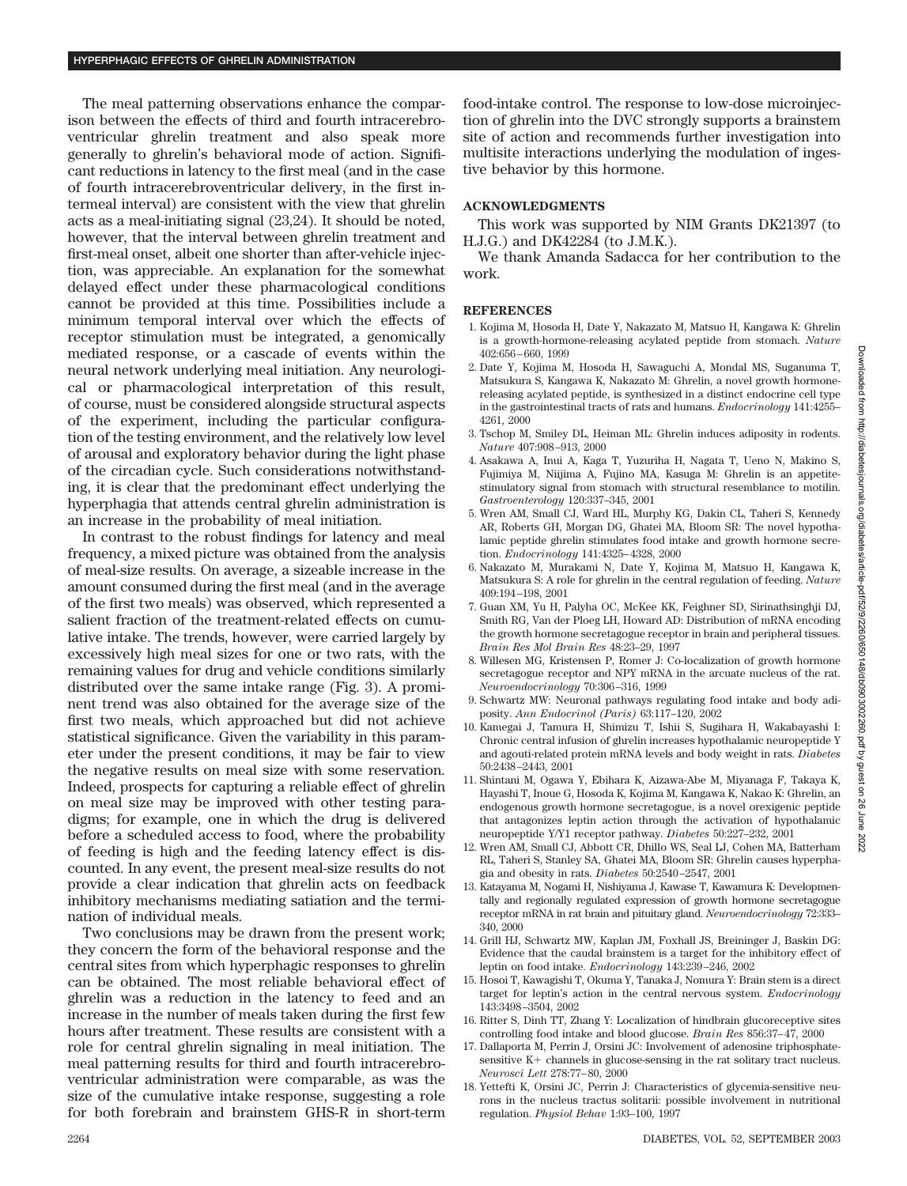The meal patterning observations enhance the comparison between the effects of third and fourth intracerebroventricular ghrelin treatment and also speak more generally to ghrelin's behavioral mode of action. Significant reductions in latency to the first meal (and in the case of fourth intracerebroventricular delivery, in the first intermeal interval) are consistent with the view that ghrelin acts as a meal-initiating signal (23,24). It should be noted, however, that the interval between ghrelin treatment and first-meal onset, albeit one shorter than after-vehicle injection, was appreciable. An explanation for the somewhat delayed effect under these pharmacological conditions cannot be provided at this time. Possibilities include a minimum temporal interval over which the effects of receptor stimulation must be integrated, a genomically mediated response, or a cascade of events within the neural network underlying meal initiation. Any neurological or pharmacological interpretation of this result, of course, must be considered alongside structural aspects of the experiment, including the particular configuration of the testing environment, and the relatively low level of arousal and exploratory behavior during the light phase of the circadian cycle. Such considerations notwithstanding, it is clear that the predominant effect underlying the hyperphagia that attends central ghrelin administration is an increase in the probability of meal initiation.

In contrast to the robust findings for latency and meal frequency, a mixed picture was obtained from the analysis of meal-size results. On average, a sizeable increase in the amount consumed during the first meal (and in the average of the first two meals) was observed, which represented a salient fraction of the treatment-related effects on cumulative intake. The trends, however, were carried largely by excessively high meal sizes for one or two rats, with the remaining values for drug and vehicle conditions similarly distributed over the same intake range (Fig. 3). A prominent trend was also obtained for the average size of the first two meals, which approached but did not achieve statistical significance. Given the variability in this parameter under the present conditions, it may be fair to view the negative results on meal size with some reservation. Indeed, prospects for capturing a reliable effect of ghrelin on meal size may be improved with other testing paradigms; for example, one in which the drug is delivered before a scheduled access to food, where the probability of feeding is high and the feeding latency effect is discounted. In any event, the present meal-size results do not provide a clear indication that ghrelin acts on feedback inhibitory mechanisms mediating satiation and the termination of individual meals.

Two conclusions may be drawn from the present work; they concern the form of the behavioral response and the central sites from which hyperphagic responses to ghrelin can be obtained. The most reliable behavioral effect of ghrelin was a reduction in the latency to feed and an increase in the number of meals taken during the first few hours after treatment. These results are consistent with a role for central ghrelin signaling in meal initiation. The meal patterning results for third and fourth intracerebroventricular administration were comparable, as was the size of the cumulative intake response, suggesting a role for both forebrain and brainstem GHS-R in short-term food-intake control. The response to low-dose microinjection of ghrelin into the DVC strongly supports a brainstem site of action and recommends further investigation into multisite interactions underlying the modulation of ingestive behavior by this hormone.

## ACKNOWLEDGMENTS

This work was supported by NIM Grants DK21397 (to H.J.G.) and DK42284 (to J.M.K.).

We thank Amanda Sadacca for her contribution to the work.

## REFERENCES

1. Kojima M, Hosoda H, Date Y, Nakazato M, Matsuo H, Kangawa K: Ghrelin is a growth-hormone-releasing acylated peptide from stomach. *Nature* 402:656–660, 1999
2. Date Y, Kojima M, Hosoda H, Sawaguchi A, Mondal MS, Suganuma T, Matsukura S, Kangawa K, Nakazato M: Ghrelin, a novel growth hormone-releasing acylated peptide, is synthesized in a distinct endocrine cell type in the gastrointestinal tracts of rats and humans. *Endocrinology* 141:4255–4261, 2000
3. Tschop M, Smiley DL, Heiman ML: Ghrelin induces adiposity in rodents. *Nature* 407:908–913, 2000
4. Asakawa A, Inui A, Kaga T, Yuzuriha H, Nagata T, Ueno N, Makino S, Fujimiya M, Niijima A, Fujino MA, Kasuga M: Ghrelin is an appetite-stimulatory signal from stomach with structural resemblance to motilin. *Gastroenterology* 120:337–345, 2001
5. Wren AM, Small CJ, Ward HL, Murphy KG, Dakin CL, Taheri S, Kennedy AR, Roberts GH, Morgan DG, Ghatei MA, Bloom SR: The novel hypothalamic peptide ghrelin stimulates food intake and growth hormone secretion. *Endocrinology* 141:4325–4328, 2000
6. Nakazato M, Murakami N, Date Y, Kojima M, Matsuo H, Kangawa K, Matsukura S: A role for ghrelin in the central regulation of feeding. *Nature* 409:194–198, 2001
7. Guan XM, Yu H, Palyha OC, McKee KK, Feighner SD, Sirinathsinghji DJ, Smith RG, Van der Ploeg LH, Howard AD: Distribution of mRNA encoding the growth hormone secretagogue receptor in brain and peripheral tissues. *Brain Res Mol Brain Res* 48:23–29, 1997
8. Willesen MG, Kristensen P, Romer J: Co-localization of growth hormone secretagogue receptor and NPY mRNA in the arcuate nucleus of the rat. *Neuroendocrinology* 70:306–316, 1999
9. Schwartz MW: Neuronal pathways regulating food intake and body adiposity. *Ann Endocrinol (Paris)* 63:117–120, 2002
10. Kamegai J, Tamura H, Shimizu T, Ishii S, Sugihara H, Wakabayashi I: Chronic central infusion of ghrelin increases hypothalamic neuropeptide Y and agouti-related protein mRNA levels and body weight in rats. *Diabetes* 50:2438–2443, 2001
11. Shintani M, Ogawa Y, Ebihara K, Aizawa-Abe M, Miyanaga F, Takaya K, Hayashi T, Inoue G, Hosoda K, Kojima M, Kangawa K, Nakao K: Ghrelin, an endogenous growth hormone secretagogue, is a novel orexigenic peptide that antagonizes leptin action through the activation of hypothalamic neuropeptide Y/Y1 receptor pathway. *Diabetes* 50:227–232, 2001
12. Wren AM, Small CJ, Abbott CR, Dhillo WS, Seal LJ, Cohen MA, Batterham RL, Taheri S, Stanley SA, Ghatei MA, Bloom SR: Ghrelin causes hyperphagia and obesity in rats. *Diabetes* 50:2540–2547, 2001
13. Katayama M, Nogami H, Nishiyama J, Kawase T, Kawamura K: Developmentally and regionally regulated expression of growth hormone secretagogue receptor mRNA in rat brain and pituitary gland. *Neuroendocrinology* 72:333–340, 2000
14. Grill HJ, Schwartz MW, Kaplan JM, Foxhall JS, Breininger J, Baskin DG: Evidence that the caudal brainstem is a target for the inhibitory effect of leptin on food intake. *Endocrinology* 143:239–246, 2002
15. Hosoi T, Kawagishi T, Okuma Y, Tanaka J, Nomura Y: Brain stem is a direct target for leptin's action in the central nervous system. *Endocrinology* 143:3498–3504, 2002
16. Ritter S, Dinh TT, Zhang Y: Localization of hindbrain glucoreceptive sites controlling food intake and blood glucose. *Brain Res* 856:37–47, 2000
17. Dallaporta M, Perrin J, Orsini JC: Involvement of adenosine triphosphate-sensitive K+ channels in glucose-sensing in the rat solitary tract nucleus. *Neurosci Lett* 278:77–80, 2000
18. Yettefti K, Orsini JC, Perrin J: Characteristics of glycemia-sensitive neurons in the nucleus tractus solitarii: possible involvement in nutritional regulation. *Physiol Behav* 1:93–100, 1997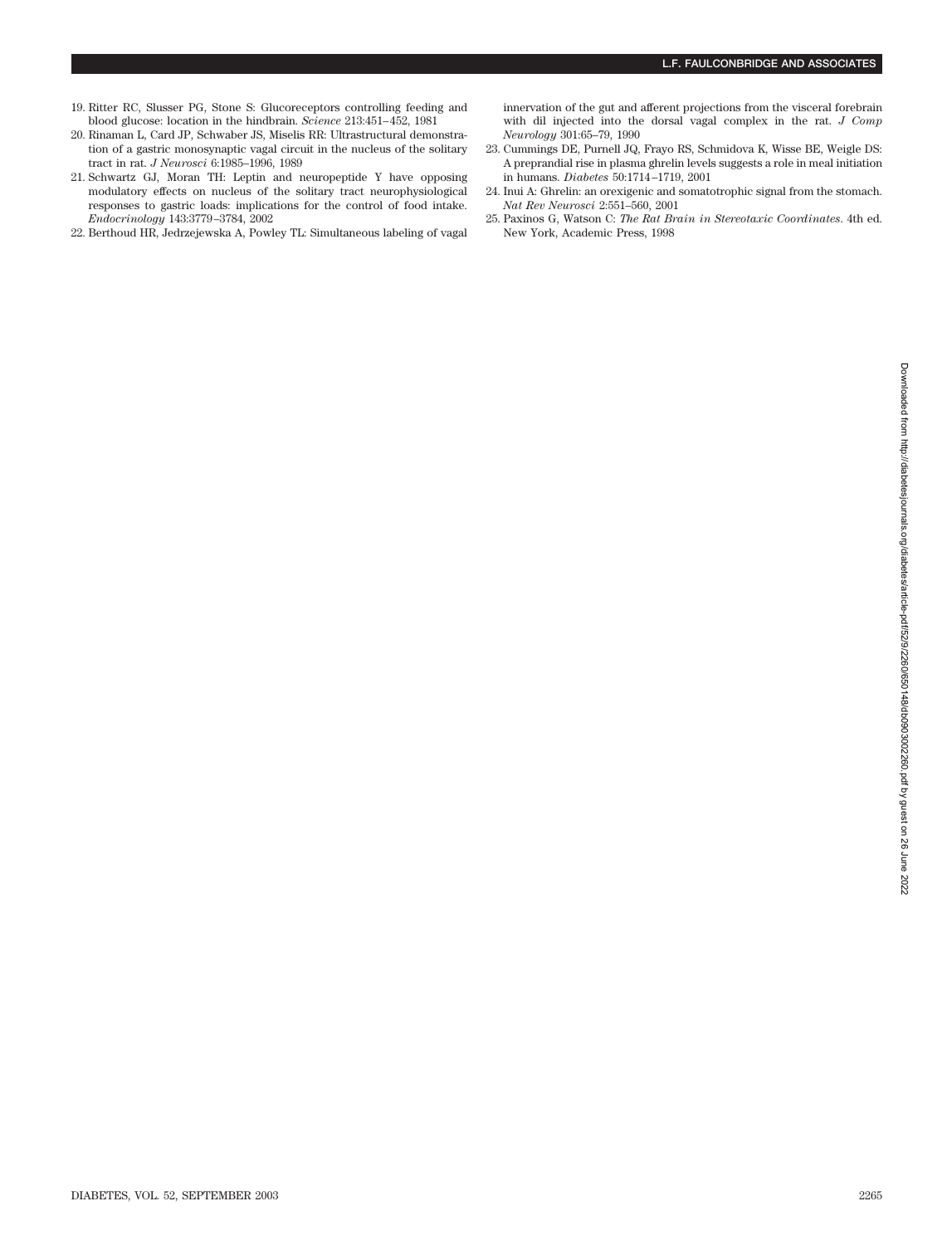19. Ritter RC, Slusser PG, Stone S: Glucoreceptors controlling feeding and blood glucose: location in the hindbrain. *Science* 213:451–452, 1981
20. Rinaman L, Card JP, Schwaber JS, Miselis RR: Ultrastructural demonstration of a gastric monosynaptic vagal circuit in the nucleus of the solitary tract in rat. *J Neurosci* 6:1985–1996, 1989
21. Schwartz GJ, Moran TH: Leptin and neuropeptide Y have opposing modulatory effects on nucleus of the solitary tract neurophysiological responses to gastric loads: implications for the control of food intake. *Endocrinology* 143:3779–3784, 2002
22. Berthoud HR, Jedrzejewska A, Powley TL: Simultaneous labeling of vagal innervation of the gut and afferent projections from the visceral forebrain with dil injected into the dorsal vagal complex in the rat. *J Comp Neurology* 301:65–79, 1990
23. Cummings DE, Purnell JQ, Frayo RS, Schmidova K, Wisse BE, Weigle DS: A preprandial rise in plasma ghrelin levels suggests a role in meal initiation in humans. *Diabetes* 50:1714–1719, 2001
24. Inui A: Ghrelin: an orexigenic and somatotrophic signal from the stomach. *Nat Rev Neurosci* 2:551–560, 2001
25. Paxinos G, Watson C: *The Rat Brain in Stereotaxic Coordinates*. 4th ed. New York, Academic Press, 1998